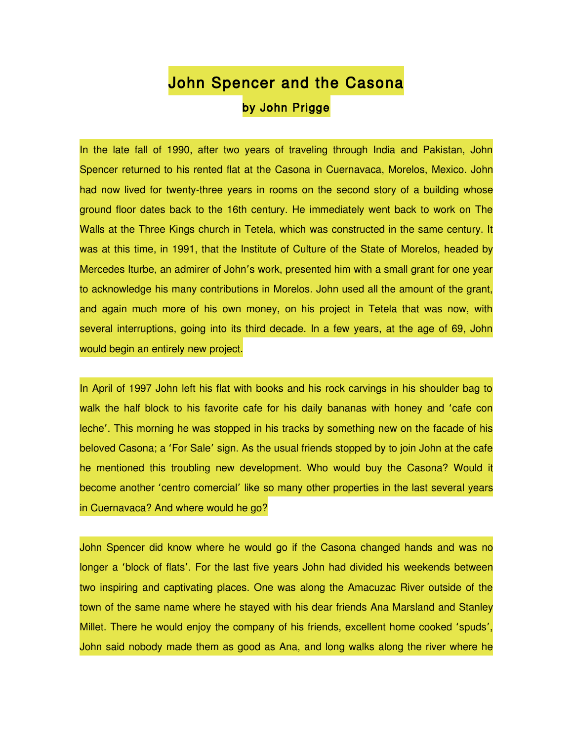# John Spencer and the Casona

### by John Prigge

In the late fall of 1990, after two years of traveling through India and Pakistan, John Spencer returned to his rented flat at the Casona in Cuernavaca, Morelos, Mexico. John had now lived for twenty-three years in rooms on the second story of a building whose ground floor dates back to the 16th century. He immediately went back to work on The Walls at the Three Kings church in Tetela, which was constructed in the same century. It was at this time, in 1991, that the Institute of Culture of the State of Morelos, headed by Mercedes Iturbe, an admirer of John's work, presented him with a small grant for one year to acknowledge his many contributions in Morelos. John used all the amount of the grant, and again much more of his own money, on his project in Tetela that was now, with several interruptions, going into its third decade. In a few years, at the age of 69, John would begin an entirely new project.

In April of 1997 John left his flat with books and his rock carvings in his shoulder bag to walk the half block to his favorite cafe for his daily bananas with honey and 'cafe con leche'. This morning he was stopped in his tracks by something new on the facade of his beloved Casona; a 'For Sale' sign. As the usual friends stopped by to join John at the cafe he mentioned this troubling new development. Who would buy the Casona? Would it become another 'centro comercial' like so many other properties in the last several years in Cuernavaca? And where would he go?

John Spencer did know where he would go if the Casona changed hands and was no longer a 'block of flats'. For the last five years John had divided his weekends between two inspiring and captivating places. One was along the Amacuzac River outside of the town of the same name where he stayed with his dear friends Ana Marsland and Stanley Millet. There he would enjoy the company of his friends, excellent home cooked 'spuds', John said nobody made them as good as Ana, and long walks along the river where he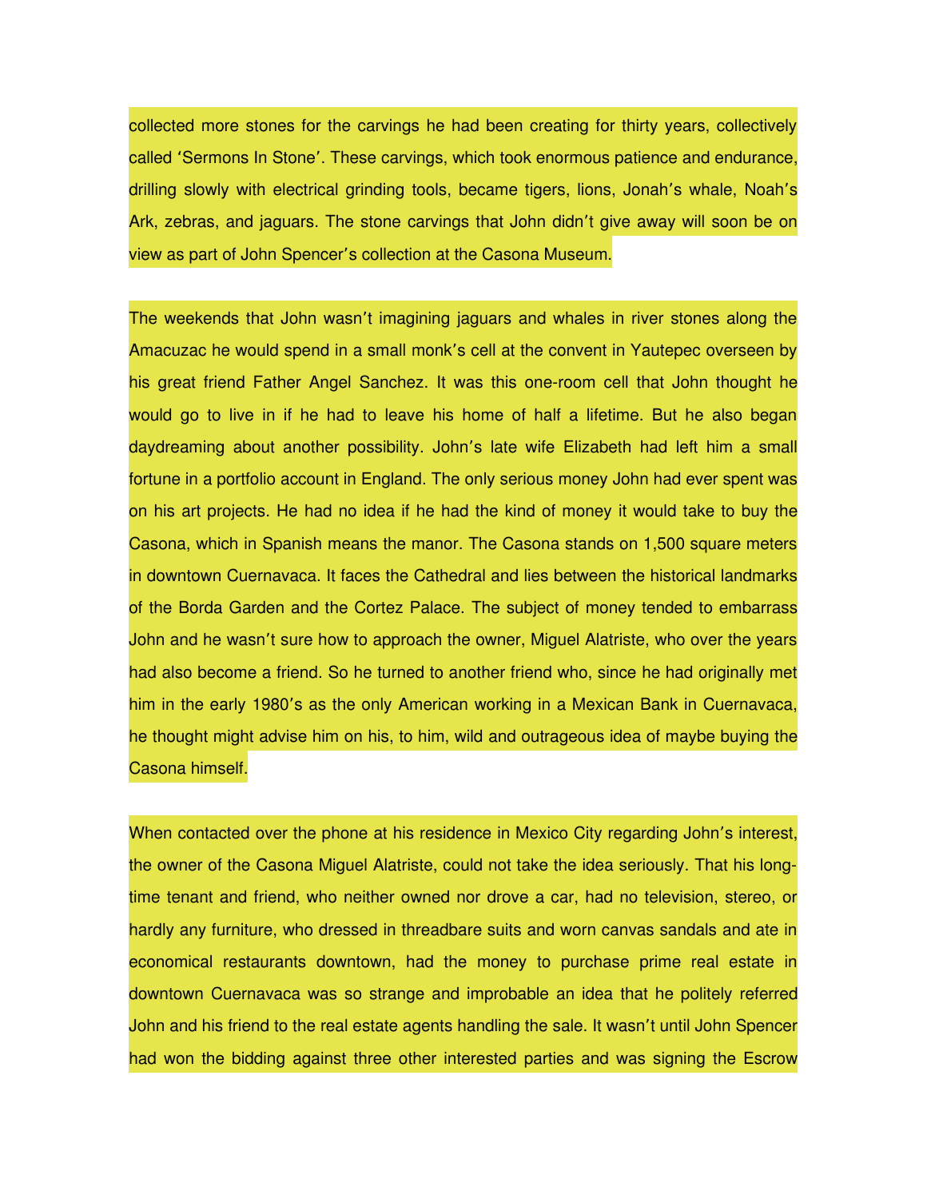collected more stones for the carvings he had been creating for thirty years, collectively called 'Sermons In Stone'. These carvings, which took enormous patience and endurance, drilling slowly with electrical grinding tools, became tigers, lions, Jonah's whale, Noah's Ark, zebras, and jaguars. The stone carvings that John didn't give away will soon be on view as part of John Spencer's collection at the Casona Museum.

The weekends that John wasn't imagining jaguars and whales in river stones along the Amacuzac he would spend in a small monk's cell at the convent in Yautepec overseen by his great friend Father Angel Sanchez. It was this one-room cell that John thought he would go to live in if he had to leave his home of half a lifetime. But he also began daydreaming about another possibility. John's late wife Elizabeth had left him a small fortune in a portfolio account in England. The only serious money John had ever spent was on his art projects. He had no idea if he had the kind of money it would take to buy the Casona, which in Spanish means the manor. The Casona stands on 1,500 square meters in downtown Cuernavaca. It faces the Cathedral and lies between the historical landmarks of the Borda Garden and the Cortez Palace. The subject of money tended to embarrass John and he wasn't sure how to approach the owner, Miguel Alatriste, who over the years had also become a friend. So he turned to another friend who, since he had originally met him in the early 1980's as the only American working in a Mexican Bank in Cuernavaca, he thought might advise him on his, to him, wild and outrageous idea of maybe buying the Casona himself.

When contacted over the phone at his residence in Mexico City regarding John's interest, the owner of the Casona Miguel Alatriste, could not take the idea seriously. That his long-time tenant and friend, who neither owned nor drove a car, had no television, stereo, or hardly any furniture, who dressed in threadbare suits and worn canvas sandals and ate in economical restaurants downtown, had the money to purchase prime real estate in downtown Cuernavaca was so strange and improbable an idea that he politely referred John and his friend to the real estate agents handling the sale. It wasn't until John Spencer had won the bidding against three other interested parties and was signing the Escrow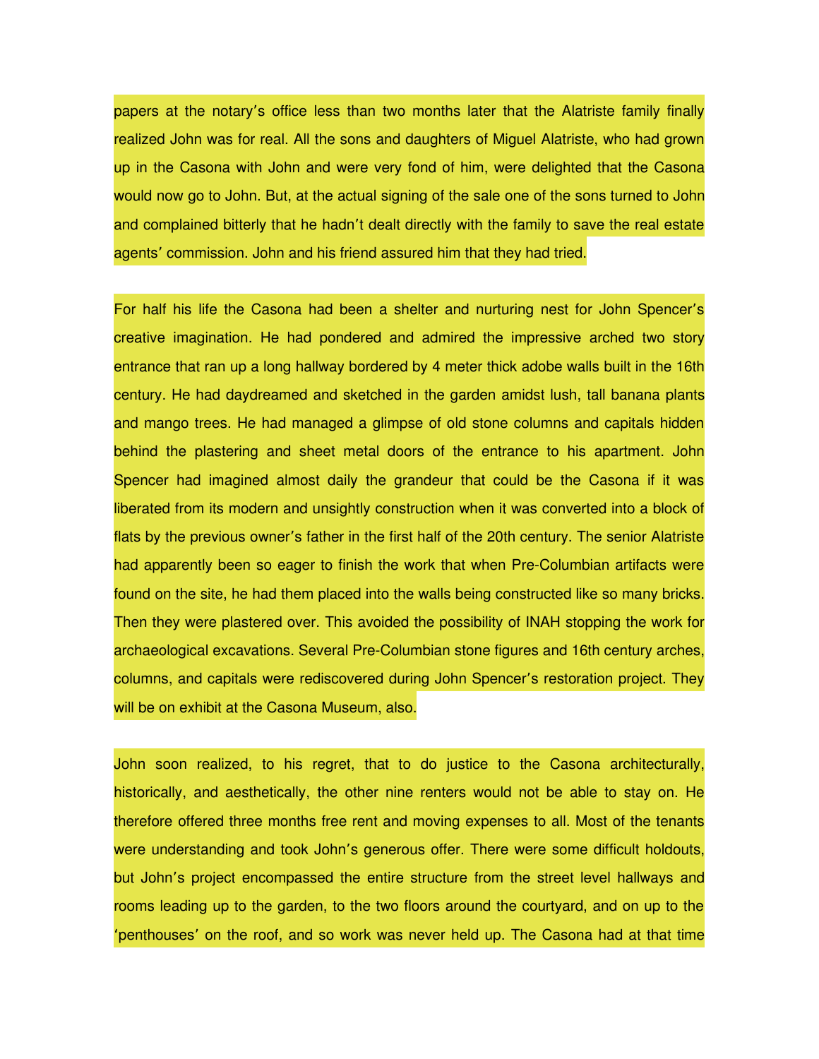papers at the notary's office less than two months later that the Alatriste family finally realized John was for real. All the sons and daughters of Miguel Alatriste, who had grown up in the Casona with John and were very fond of him, were delighted that the Casona would now go to John. But, at the actual signing of the sale one of the sons turned to John and complained bitterly that he hadn't dealt directly with the family to save the real estate agents' commission. John and his friend assured him that they had tried.

For half his life the Casona had been a shelter and nurturing nest for John Spencer's creative imagination. He had pondered and admired the impressive arched two story entrance that ran up a long hallway bordered by 4 meter thick adobe walls built in the 16th century. He had daydreamed and sketched in the garden amidst lush, tall banana plants and mango trees. He had managed a glimpse of old stone columns and capitals hidden behind the plastering and sheet metal doors of the entrance to his apartment. John Spencer had imagined almost daily the grandeur that could be the Casona if it was liberated from its modern and unsightly construction when it was converted into a block of flats by the previous owner's father in the first half of the 20th century. The senior Alatriste had apparently been so eager to finish the work that when Pre-Columbian artifacts were found on the site, he had them placed into the walls being constructed like so many bricks. Then they were plastered over. This avoided the possibility of INAH stopping the work for archaeological excavations. Several Pre-Columbian stone figures and 16th century arches, columns, and capitals were rediscovered during John Spencer's restoration project. They will be on exhibit at the Casona Museum, also.

John soon realized, to his regret, that to do justice to the Casona architecturally, historically, and aesthetically, the other nine renters would not be able to stay on. He therefore offered three months free rent and moving expenses to all. Most of the tenants were understanding and took John's generous offer. There were some difficult holdouts, but John's project encompassed the entire structure from the street level hallways and rooms leading up to the garden, to the two floors around the courtyard, and on up to the 'penthouses' on the roof, and so work was never held up. The Casona had at that time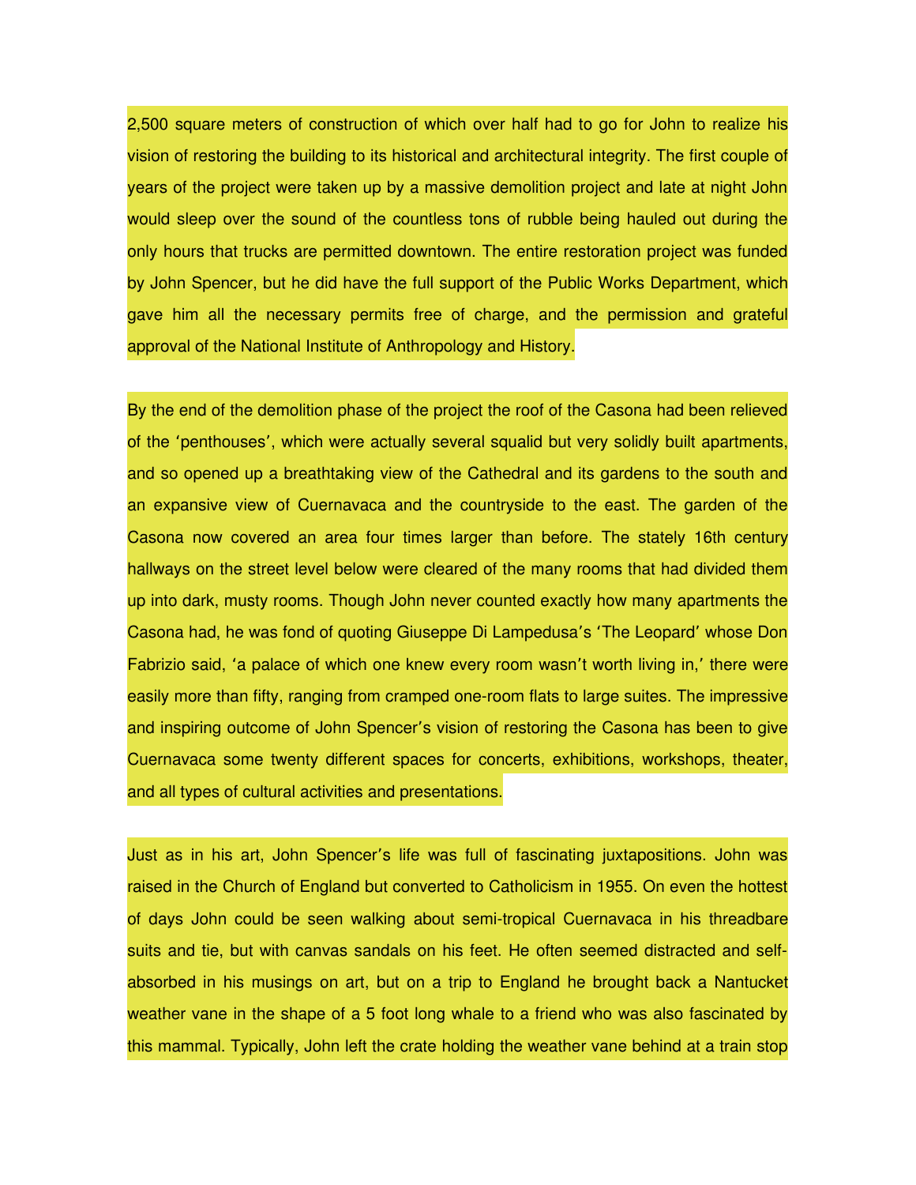2,500 square meters of construction of which over half had to go for John to realize his vision of restoring the building to its historical and architectural integrity. The first couple of years of the project were taken up by a massive demolition project and late at night John would sleep over the sound of the countless tons of rubble being hauled out during the only hours that trucks are permitted downtown. The entire restoration project was funded by John Spencer, but he did have the full support of the Public Works Department, which gave him all the necessary permits free of charge, and the permission and grateful approval of the National Institute of Anthropology and History.

By the end of the demolition phase of the project the roof of the Casona had been relieved of the 'penthouses', which were actually several squalid but very solidly built apartments, and so opened up a breathtaking view of the Cathedral and its gardens to the south and an expansive view of Cuernavaca and the countryside to the east. The garden of the Casona now covered an area four times larger than before. The stately 16th century hallways on the street level below were cleared of the many rooms that had divided them up into dark, musty rooms. Though John never counted exactly how many apartments the Casona had, he was fond of quoting Giuseppe Di Lampedusa's 'The Leopard' whose Don Fabrizio said, 'a palace of which one knew every room wasn't worth living in,' there were easily more than fifty, ranging from cramped one-room flats to large suites. The impressive and inspiring outcome of John Spencer's vision of restoring the Casona has been to give Cuernavaca some twenty different spaces for concerts, exhibitions, workshops, theater, and all types of cultural activities and presentations.

Just as in his art, John Spencer's life was full of fascinating juxtapositions. John was raised in the Church of England but converted to Catholicism in 1955. On even the hottest of days John could be seen walking about semi-tropical Cuernavaca in his threadbare suits and tie, but with canvas sandals on his feet. He often seemed distracted and self-absorbed in his musings on art, but on a trip to England he brought back a Nantucket weather vane in the shape of a 5 foot long whale to a friend who was also fascinated by this mammal. Typically, John left the crate holding the weather vane behind at a train stop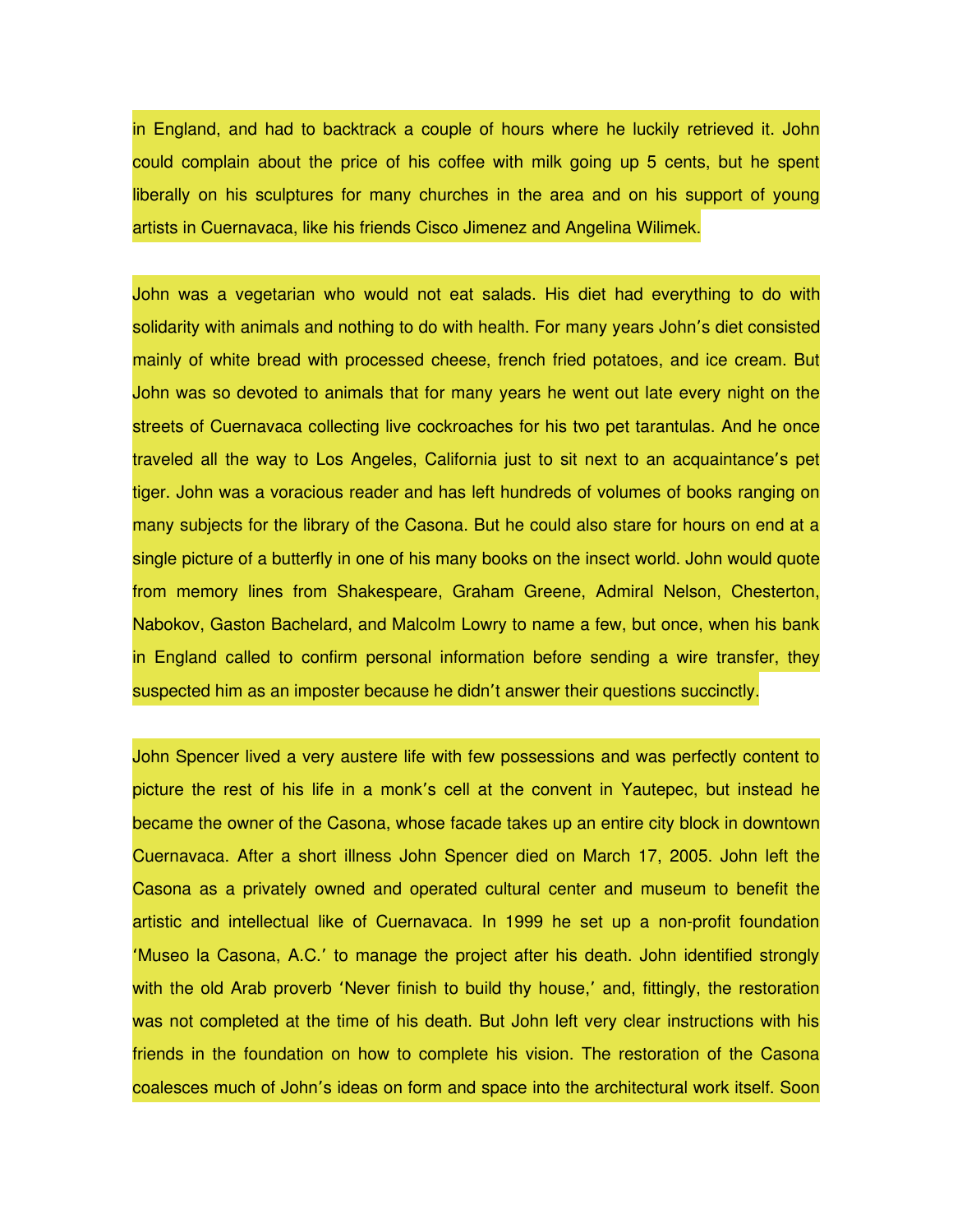in England, and had to backtrack a couple of hours where he luckily retrieved it. John could complain about the price of his coffee with milk going up 5 cents, but he spent liberally on his sculptures for many churches in the area and on his support of young artists in Cuernavaca, like his friends Cisco Jimenez and Angelina Wilimek.

John was a vegetarian who would not eat salads. His diet had everything to do with solidarity with animals and nothing to do with health. For many years John's diet consisted mainly of white bread with processed cheese, french fried potatoes, and ice cream. But John was so devoted to animals that for many years he went out late every night on the streets of Cuernavaca collecting live cockroaches for his two pet tarantulas. And he once traveled all the way to Los Angeles, California just to sit next to an acquaintance's pet tiger. John was a voracious reader and has left hundreds of volumes of books ranging on many subjects for the library of the Casona. But he could also stare for hours on end at a single picture of a butterfly in one of his many books on the insect world. John would quote from memory lines from Shakespeare, Graham Greene, Admiral Nelson, Chesterton, Nabokov, Gaston Bachelard, and Malcolm Lowry to name a few, but once, when his bank in England called to confirm personal information before sending a wire transfer, they suspected him as an imposter because he didn't answer their questions succinctly.

John Spencer lived a very austere life with few possessions and was perfectly content to picture the rest of his life in a monk's cell at the convent in Yautepec, but instead he became the owner of the Casona, whose facade takes up an entire city block in downtown Cuernavaca. After a short illness John Spencer died on March 17, 2005. John left the Casona as a privately owned and operated cultural center and museum to benefit the artistic and intellectual like of Cuernavaca. In 1999 he set up a non-profit foundation 'Museo la Casona, A.C.' to manage the project after his death. John identified strongly with the old Arab proverb 'Never finish to build thy house,' and, fittingly, the restoration was not completed at the time of his death. But John left very clear instructions with his friends in the foundation on how to complete his vision. The restoration of the Casona coalesces much of John's ideas on form and space into the architectural work itself. Soon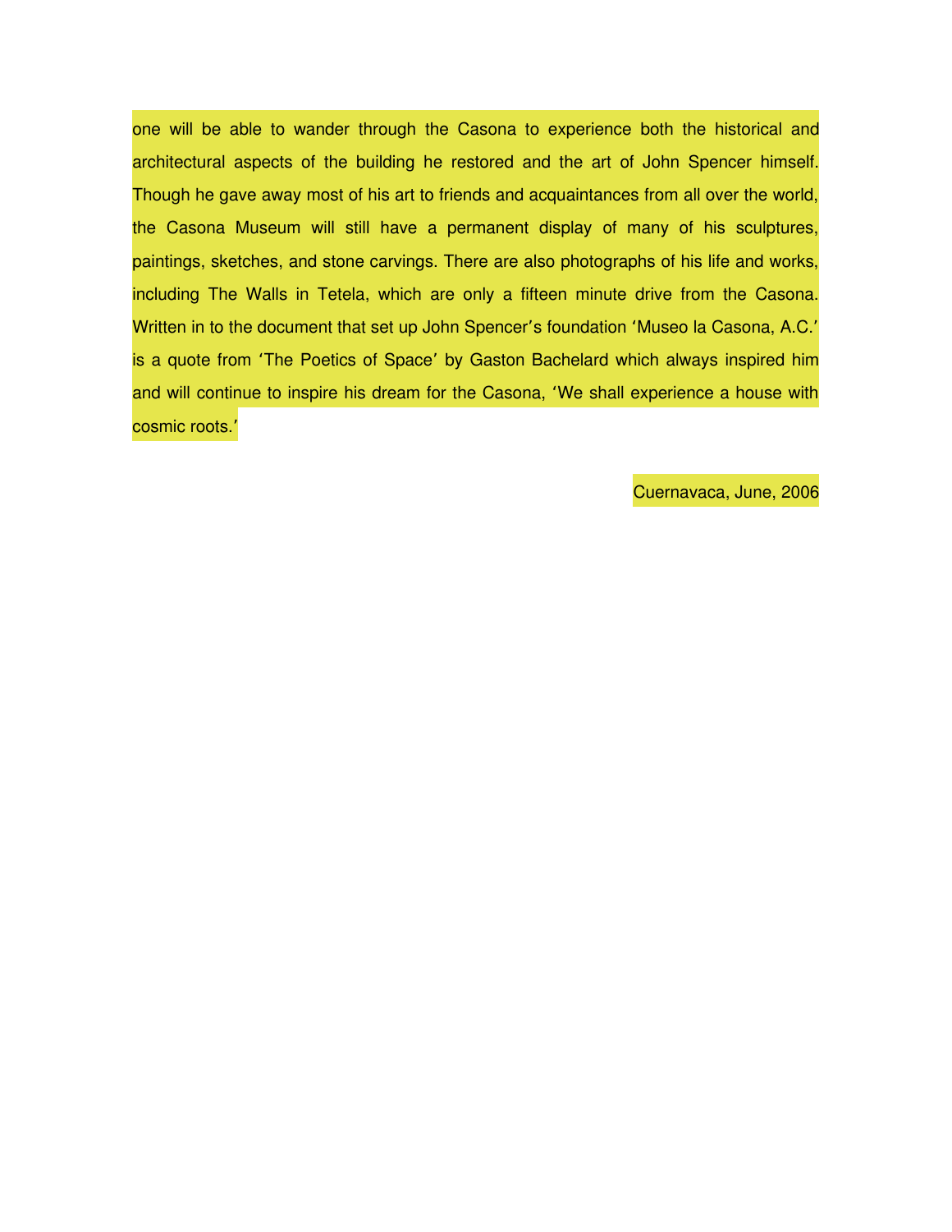one will be able to wander through the Casona to experience both the historical and architectural aspects of the building he restored and the art of John Spencer himself. Though he gave away most of his art to friends and acquaintances from all over the world, the Casona Museum will still have a permanent display of many of his sculptures, paintings, sketches, and stone carvings. There are also photographs of his life and works, including The Walls in Tetela, which are only a fifteen minute drive from the Casona. Written in to the document that set up John Spencer's foundation 'Museo la Casona, A.C.' is a quote from 'The Poetics of Space' by Gaston Bachelard which always inspired him and will continue to inspire his dream for the Casona, 'We shall experience a house with cosmic roots.'

Cuernavaca, June, 2006